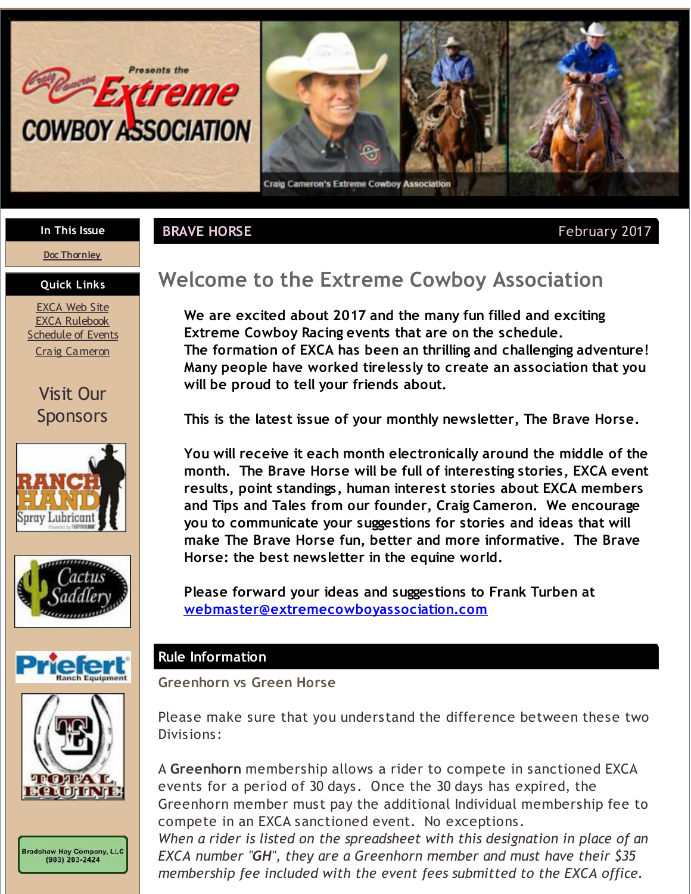Craig Cameron Presents the Extreme COWBOY ASSOCIATION

Craig Cameron's Extreme Cowboy Association

**In This Issue**

Doc Thornley

**Quick Links**

EXCA Web Site
EXCA Rulebook
Schedule of Events
Craig Cameron

Visit Our Sponsors

Ranch Hand Spray Lubricant

Cactus Saddlery

Priefert Ranch Equipment

Total Equine

Bradshaw Hay Company, LLC (903) 203-2424

**BRAVE HORSE** — February 2017

## Welcome to the Extreme Cowboy Association

**We are excited about 2017 and the many fun filled and exciting Extreme Cowboy Racing events that are on the schedule.**
**The formation of EXCA has been an thrilling and challenging adventure! Many people have worked tirelessly to create an association that you will be proud to tell your friends about.**

**This is the latest issue of your monthly newsletter, The Brave Horse.**

**You will receive it each month electronically around the middle of the month. The Brave Horse will be full of interesting stories, EXCA event results, point standings, human interest stories about EXCA members and Tips and Tales from our founder, Craig Cameron. We encourage you to communicate your suggestions for stories and ideas that will make The Brave Horse fun, better and more informative. The Brave Horse: the best newsletter in the equine world.**

**Please forward your ideas and suggestions to Frank Turben at webmaster@extremecowboyassociation.com**

## Rule Information

### Greenhorn vs Green Horse

Please make sure that you understand the difference between these two Divisions:

A **Greenhorn** membership allows a rider to compete in sanctioned EXCA events for a period of 30 days. Once the 30 days has expired, the Greenhorn member must pay the additional Individual membership fee to compete in an EXCA sanctioned event. No exceptions.
*When a rider is listed on the spreadsheet with this designation in place of an EXCA number "**GH**", they are a Greenhorn member and must have their $35 membership fee included with the event fees submitted to the EXCA office.*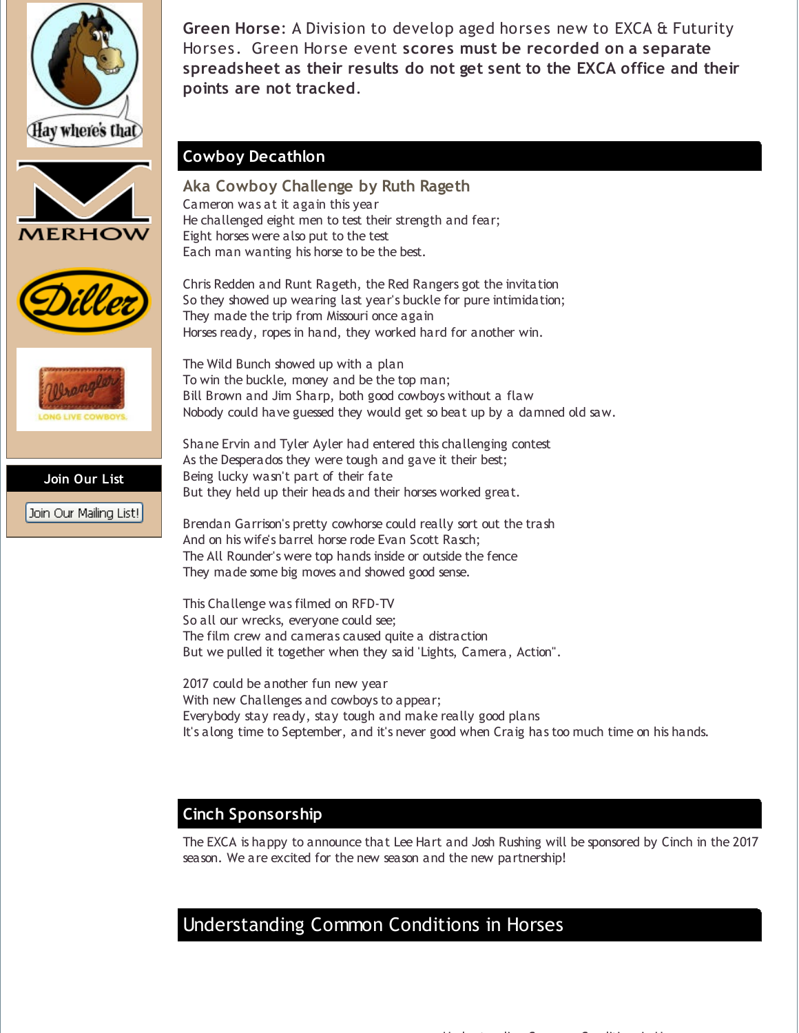**Green Horse**: A Division to develop aged horses new to EXCA & Futurity Horses. Green Horse event **scores must be recorded on a separate spreadsheet as their results do not get sent to the EXCA office and their points are not tracked**.

Join Our List

Join Our Mailing List!

## Cowboy Decathlon

### Aka Cowboy Challenge by Ruth Rageth

Cameron was at it again this year
He challenged eight men to test their strength and fear;
Eight horses were also put to the test
Each man wanting his horse to be the best.

Chris Redden and Runt Rageth, the Red Rangers got the invitation
So they showed up wearing last year's buckle for pure intimidation;
They made the trip from Missouri once again
Horses ready, ropes in hand, they worked hard for another win.

The Wild Bunch showed up with a plan
To win the buckle, money and be the top man;
Bill Brown and Jim Sharp, both good cowboys without a flaw
Nobody could have guessed they would get so beat up by a damned old saw.

Shane Ervin and Tyler Ayler had entered this challenging contest
As the Desperados they were tough and gave it their best;
Being lucky wasn't part of their fate
But they held up their heads and their horses worked great.

Brendan Garrison's pretty cowhorse could really sort out the trash
And on his wife's barrel horse rode Evan Scott Rasch;
The All Rounder's were top hands inside or outside the fence
They made some big moves and showed good sense.

This Challenge was filmed on RFD-TV
So all our wrecks, everyone could see;
The film crew and cameras caused quite a distraction
But we pulled it together when they said 'Lights, Camera, Action".

2017 could be another fun new year
With new Challenges and cowboys to appear;
Everybody stay ready, stay tough and make really good plans
It's a long time to September, and it's never good when Craig has too much time on his hands.

## Cinch Sponsorship

The EXCA is happy to announce that Lee Hart and Josh Rushing will be sponsored by Cinch in the 2017 season. We are excited for the new season and the new partnership!

## Understanding Common Conditions in Horses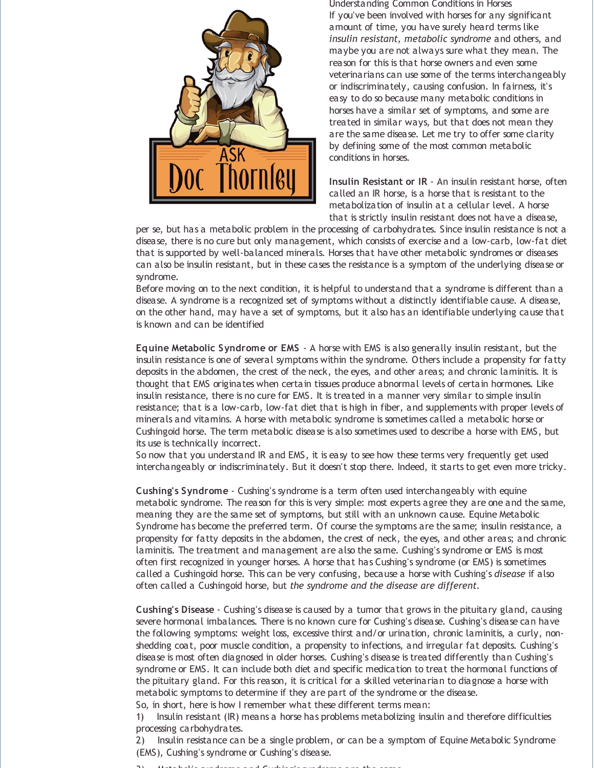Understanding Common Conditions in Horses

If you've been involved with horses for any significant amount of time, you have surely heard terms like *insulin resistant, metabolic syndrome* and others, and maybe you are not always sure what they mean. The reason for this is that horse owners and even some veterinarians can use some of the terms interchangeably or indiscriminately, causing confusion. In fairness, it's easy to do so because many metabolic conditions in horses have a similar set of symptoms, and some are treated in similar ways, but that does not mean they are the same disease. Let me try to offer some clarity by defining some of the most common metabolic conditions in horses.

**Insulin Resistant or IR** - An insulin resistant horse, often called an IR horse, is a horse that is resistant to the metabolization of insulin at a cellular level. A horse that is strictly insulin resistant does not have a disease, per se, but has a metabolic problem in the processing of carbohydrates. Since insulin resistance is not a disease, there is no cure but only management, which consists of exercise and a low-carb, low-fat diet that is supported by well-balanced minerals. Horses that have other metabolic syndromes or diseases can also be insulin resistant, but in these cases the resistance is a symptom of the underlying disease or syndrome.

Before moving on to the next condition, it is helpful to understand that a syndrome is different than a disease. A syndrome is a recognized set of symptoms without a distinctly identifiable cause. A disease, on the other hand, may have a set of symptoms, but it also has an identifiable underlying cause that is known and can be identified

**Equine Metabolic Syndrome or EMS** - A horse with EMS is also generally insulin resistant, but the insulin resistance is one of several symptoms within the syndrome. Others include a propensity for fatty deposits in the abdomen, the crest of the neck, the eyes, and other areas; and chronic laminitis. It is thought that EMS originates when certain tissues produce abnormal levels of certain hormones. Like insulin resistance, there is no cure for EMS. It is treated in a manner very similar to simple insulin resistance; that is a low-carb, low-fat diet that is high in fiber, and supplements with proper levels of minerals and vitamins. A horse with metabolic syndrome is sometimes called a metabolic horse or Cushingoid horse. The term metabolic disease is also sometimes used to describe a horse with EMS, but its use is technically incorrect.

So now that you understand IR and EMS, it is easy to see how these terms very frequently get used interchangeably or indiscriminately. But it doesn't stop there. Indeed, it starts to get even more tricky.

**Cushing's Syndrome** - Cushing's syndrome is a term often used interchangeably with equine metabolic syndrome. The reason for this is very simple: most experts agree they are one and the same, meaning they are the same set of symptoms, but still with an unknown cause. Equine Metabolic Syndrome has become the preferred term. Of course the symptoms are the same; insulin resistance, a propensity for fatty deposits in the abdomen, the crest of neck, the eyes, and other areas; and chronic laminitis. The treatment and management are also the same. Cushing's syndrome or EMS is most often first recognized in younger horses. A horse that has Cushing's syndrome (or EMS) is sometimes called a Cushingoid horse. This can be very confusing, because a horse with Cushing's *disease* if also often called a Cushingoid horse, but *the syndrome and the disease are different.*

**Cushing's Disease** - Cushing's disease is caused by a tumor that grows in the pituitary gland, causing severe hormonal imbalances. There is no known cure for Cushing's disease. Cushing's disease can have the following symptoms: weight loss, excessive thirst and/or urination, chronic laminitis, a curly, non-shedding coat, poor muscle condition, a propensity to infections, and irregular fat deposits. Cushing's disease is most often diagnosed in older horses. Cushing's disease is treated differently than Cushing's syndrome or EMS. It can include both diet and specific medication to treat the hormonal functions of the pituitary gland. For this reason, it is critical for a skilled veterinarian to diagnose a horse with metabolic symptoms to determine if they are part of the syndrome or the disease.

So, in short, here is how I remember what these different terms mean:

1) Insulin resistant (IR) means a horse has problems metabolizing insulin and therefore difficulties processing carbohydrates.
2) Insulin resistance can be a single problem, or can be a symptom of Equine Metabolic Syndrome (EMS), Cushing's syndrome or Cushing's disease.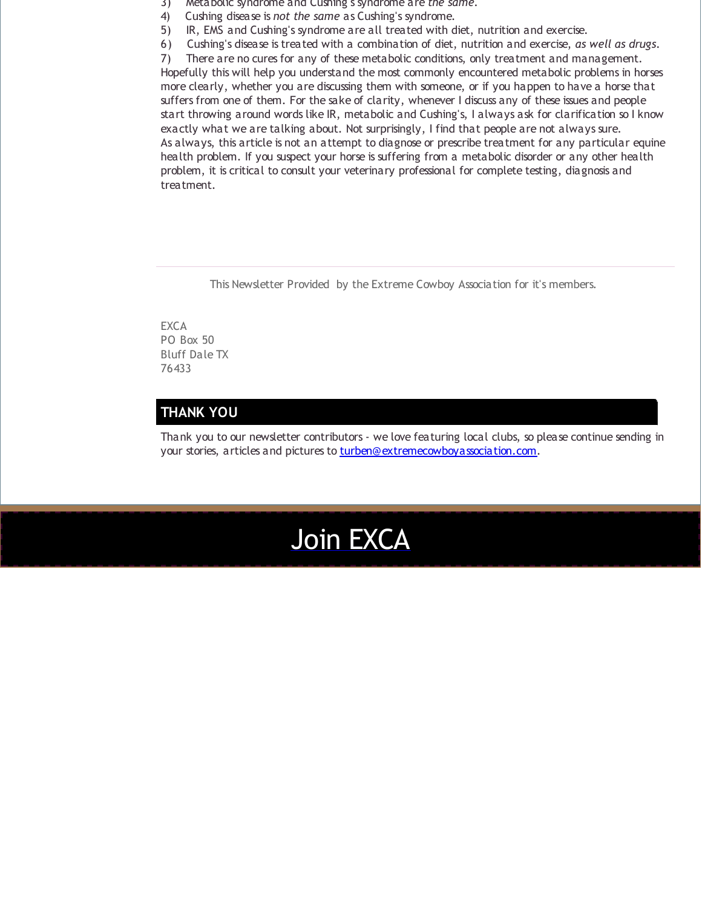3) Metabolic syndrome and Cushing's syndrome are *the same*.
4) Cushing disease is *not the same* as Cushing's syndrome.
5) IR, EMS and Cushing's syndrome are all treated with diet, nutrition and exercise.
6) Cushing's disease is treated with a combination of diet, nutrition and exercise, *as well as drugs*.
7) There are no cures for any of these metabolic conditions, only treatment and management.

Hopefully this will help you understand the most commonly encountered metabolic problems in horses more clearly, whether you are discussing them with someone, or if you happen to have a horse that suffers from one of them. For the sake of clarity, whenever I discuss any of these issues and people start throwing around words like IR, metabolic and Cushing's, I always ask for clarification so I know exactly what we are talking about. Not surprisingly, I find that people are not always sure.

As always, this article is not an attempt to diagnose or prescribe treatment for any particular equine health problem. If you suspect your horse is suffering from a metabolic disorder or any other health problem, it is critical to consult your veterinary professional for complete testing, diagnosis and treatment.

---

This Newsletter Provided by the Extreme Cowboy Association for it's members.

EXCA
PO Box 50
Bluff Dale TX
76433

## THANK YOU

Thank you to our newsletter contributors - we love featuring local clubs, so please continue sending in your stories, articles and pictures to turben@extremecowboyassociation.com.

# Join EXCA